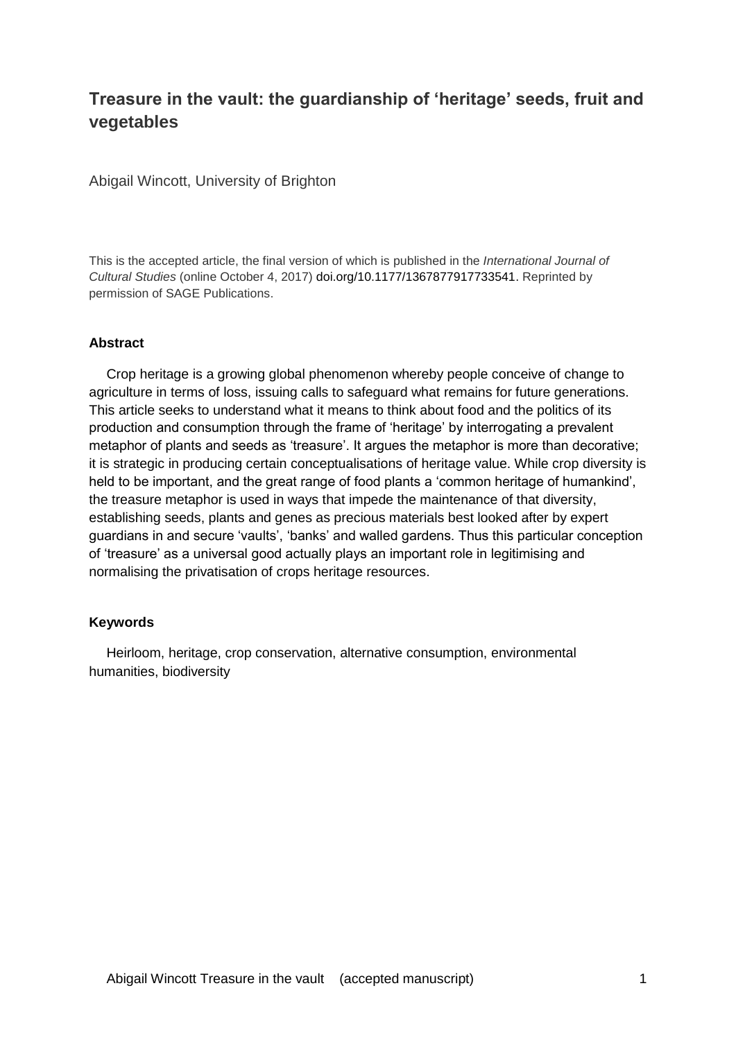# Treasure in the vault: the guardianship of 'heritage' seeds, fruit and vegetables

Abigail Wincott, University of Brighton

This is the accepted article, the final version of which is published in the *International Journal of Cultural Studies* (online October 4, 2017) doi.org/10.1177/1367877917733541. Reprinted by permission of SAGE Publications.

## Abstract

Crop heritage is a growing global phenomenon whereby people conceive of change to agriculture in terms of loss, issuing calls to safeguard what remains for future generations. This article seeks to understand what it means to think about food and the politics of its production and consumption through the frame of 'heritage' by interrogating a prevalent metaphor of plants and seeds as 'treasure'. It argues the metaphor is more than decorative; it is strategic in producing certain conceptualisations of heritage value. While crop diversity is held to be important, and the great range of food plants a 'common heritage of humankind', the treasure metaphor is used in ways that impede the maintenance of that diversity, establishing seeds, plants and genes as precious materials best looked after by expert guardians in and secure 'vaults', 'banks' and walled gardens. Thus this particular conception of 'treasure' as a universal good actually plays an important role in legitimising and normalising the privatisation of crops heritage resources.

## Keywords

Heirloom, heritage, crop conservation, alternative consumption, environmental humanities, biodiversity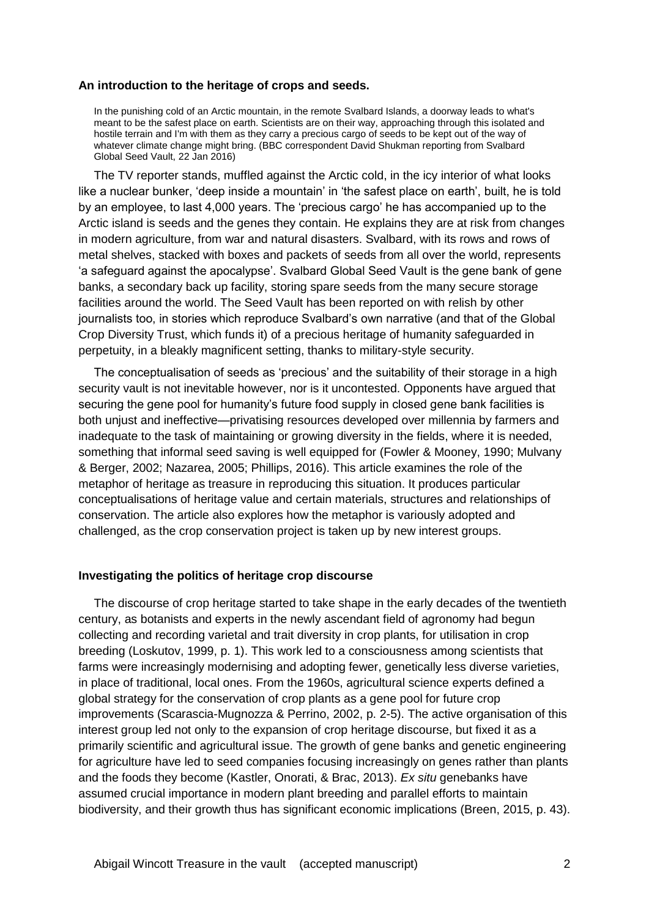**An introduction to the heritage of crops and seeds.**

> In the punishing cold of an Arctic mountain, in the remote Svalbard Islands, a doorway leads to what's meant to be the safest place on earth. Scientists are on their way, approaching through this isolated and hostile terrain and I'm with them as they carry a precious cargo of seeds to be kept out of the way of whatever climate change might bring. (BBC correspondent David Shukman reporting from Svalbard Global Seed Vault, 22 Jan 2016)

The TV reporter stands, muffled against the Arctic cold, in the icy interior of what looks like a nuclear bunker, 'deep inside a mountain' in 'the safest place on earth', built, he is told by an employee, to last 4,000 years. The 'precious cargo' he has accompanied up to the Arctic island is seeds and the genes they contain. He explains they are at risk from changes in modern agriculture, from war and natural disasters. Svalbard, with its rows and rows of metal shelves, stacked with boxes and packets of seeds from all over the world, represents 'a safeguard against the apocalypse'. Svalbard Global Seed Vault is the gene bank of gene banks, a secondary back up facility, storing spare seeds from the many secure storage facilities around the world. The Seed Vault has been reported on with relish by other journalists too, in stories which reproduce Svalbard's own narrative (and that of the Global Crop Diversity Trust, which funds it) of a precious heritage of humanity safeguarded in perpetuity, in a bleakly magnificent setting, thanks to military-style security.

The conceptualisation of seeds as 'precious' and the suitability of their storage in a high security vault is not inevitable however, nor is it uncontested. Opponents have argued that securing the gene pool for humanity's future food supply in closed gene bank facilities is both unjust and ineffective—privatising resources developed over millennia by farmers and inadequate to the task of maintaining or growing diversity in the fields, where it is needed, something that informal seed saving is well equipped for (Fowler & Mooney, 1990; Mulvany & Berger, 2002; Nazarea, 2005; Phillips, 2016). This article examines the role of the metaphor of heritage as treasure in reproducing this situation. It produces particular conceptualisations of heritage value and certain materials, structures and relationships of conservation. The article also explores how the metaphor is variously adopted and challenged, as the crop conservation project is taken up by new interest groups.

**Investigating the politics of heritage crop discourse**

The discourse of crop heritage started to take shape in the early decades of the twentieth century, as botanists and experts in the newly ascendant field of agronomy had begun collecting and recording varietal and trait diversity in crop plants, for utilisation in crop breeding (Loskutov, 1999, p. 1). This work led to a consciousness among scientists that farms were increasingly modernising and adopting fewer, genetically less diverse varieties, in place of traditional, local ones. From the 1960s, agricultural science experts defined a global strategy for the conservation of crop plants as a gene pool for future crop improvements (Scarascia-Mugnozza & Perrino, 2002, p. 2-5). The active organisation of this interest group led not only to the expansion of crop heritage discourse, but fixed it as a primarily scientific and agricultural issue. The growth of gene banks and genetic engineering for agriculture have led to seed companies focusing increasingly on genes rather than plants and the foods they become (Kastler, Onorati, & Brac, 2013). *Ex situ* genebanks have assumed crucial importance in modern plant breeding and parallel efforts to maintain biodiversity, and their growth thus has significant economic implications (Breen, 2015, p. 43).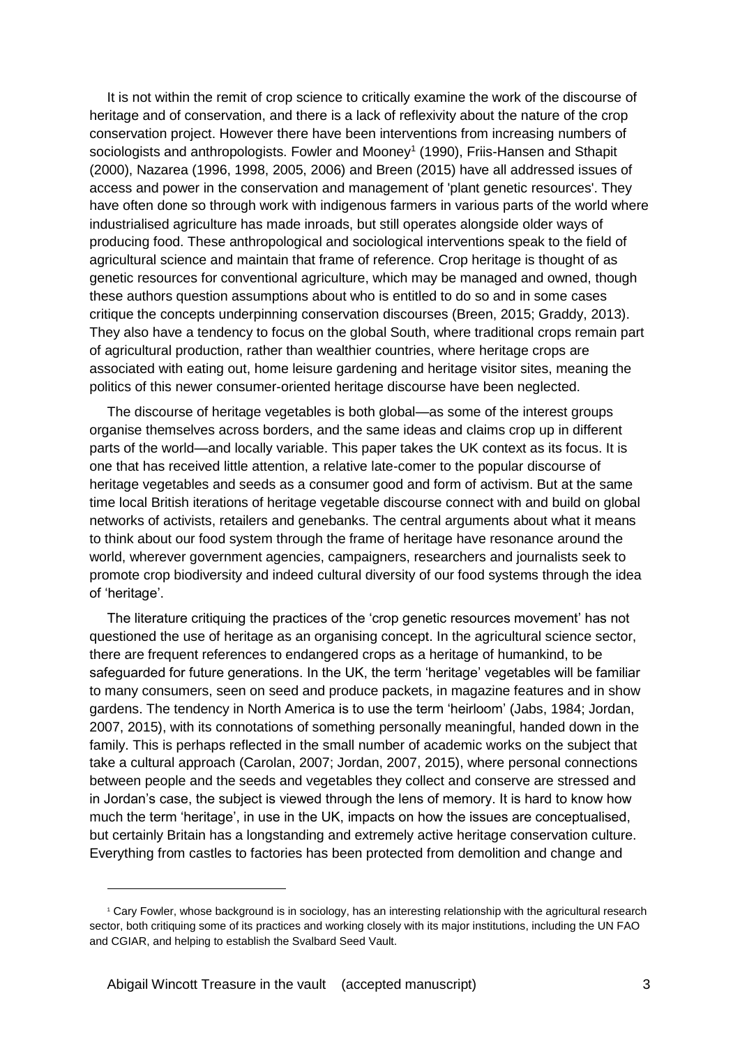It is not within the remit of crop science to critically examine the work of the discourse of heritage and of conservation, and there is a lack of reflexivity about the nature of the crop conservation project. However there have been interventions from increasing numbers of sociologists and anthropologists. Fowler and Mooney[1] (1990), Friis-Hansen and Sthapit (2000), Nazarea (1996, 1998, 2005, 2006) and Breen (2015) have all addressed issues of access and power in the conservation and management of 'plant genetic resources'. They have often done so through work with indigenous farmers in various parts of the world where industrialised agriculture has made inroads, but still operates alongside older ways of producing food. These anthropological and sociological interventions speak to the field of agricultural science and maintain that frame of reference. Crop heritage is thought of as genetic resources for conventional agriculture, which may be managed and owned, though these authors question assumptions about who is entitled to do so and in some cases critique the concepts underpinning conservation discourses (Breen, 2015; Graddy, 2013). They also have a tendency to focus on the global South, where traditional crops remain part of agricultural production, rather than wealthier countries, where heritage crops are associated with eating out, home leisure gardening and heritage visitor sites, meaning the politics of this newer consumer-oriented heritage discourse have been neglected.

The discourse of heritage vegetables is both global—as some of the interest groups organise themselves across borders, and the same ideas and claims crop up in different parts of the world—and locally variable. This paper takes the UK context as its focus. It is one that has received little attention, a relative late-comer to the popular discourse of heritage vegetables and seeds as a consumer good and form of activism. But at the same time local British iterations of heritage vegetable discourse connect with and build on global networks of activists, retailers and genebanks. The central arguments about what it means to think about our food system through the frame of heritage have resonance around the world, wherever government agencies, campaigners, researchers and journalists seek to promote crop biodiversity and indeed cultural diversity of our food systems through the idea of 'heritage'.

The literature critiquing the practices of the 'crop genetic resources movement' has not questioned the use of heritage as an organising concept. In the agricultural science sector, there are frequent references to endangered crops as a heritage of humankind, to be safeguarded for future generations. In the UK, the term 'heritage' vegetables will be familiar to many consumers, seen on seed and produce packets, in magazine features and in show gardens. The tendency in North America is to use the term 'heirloom' (Jabs, 1984; Jordan, 2007, 2015), with its connotations of something personally meaningful, handed down in the family. This is perhaps reflected in the small number of academic works on the subject that take a cultural approach (Carolan, 2007; Jordan, 2007, 2015), where personal connections between people and the seeds and vegetables they collect and conserve are stressed and in Jordan's case, the subject is viewed through the lens of memory. It is hard to know how much the term 'heritage', in use in the UK, impacts on how the issues are conceptualised, but certainly Britain has a longstanding and extremely active heritage conservation culture. Everything from castles to factories has been protected from demolition and change and

[1] Cary Fowler, whose background is in sociology, has an interesting relationship with the agricultural research sector, both critiquing some of its practices and working closely with its major institutions, including the UN FAO and CGIAR, and helping to establish the Svalbard Seed Vault.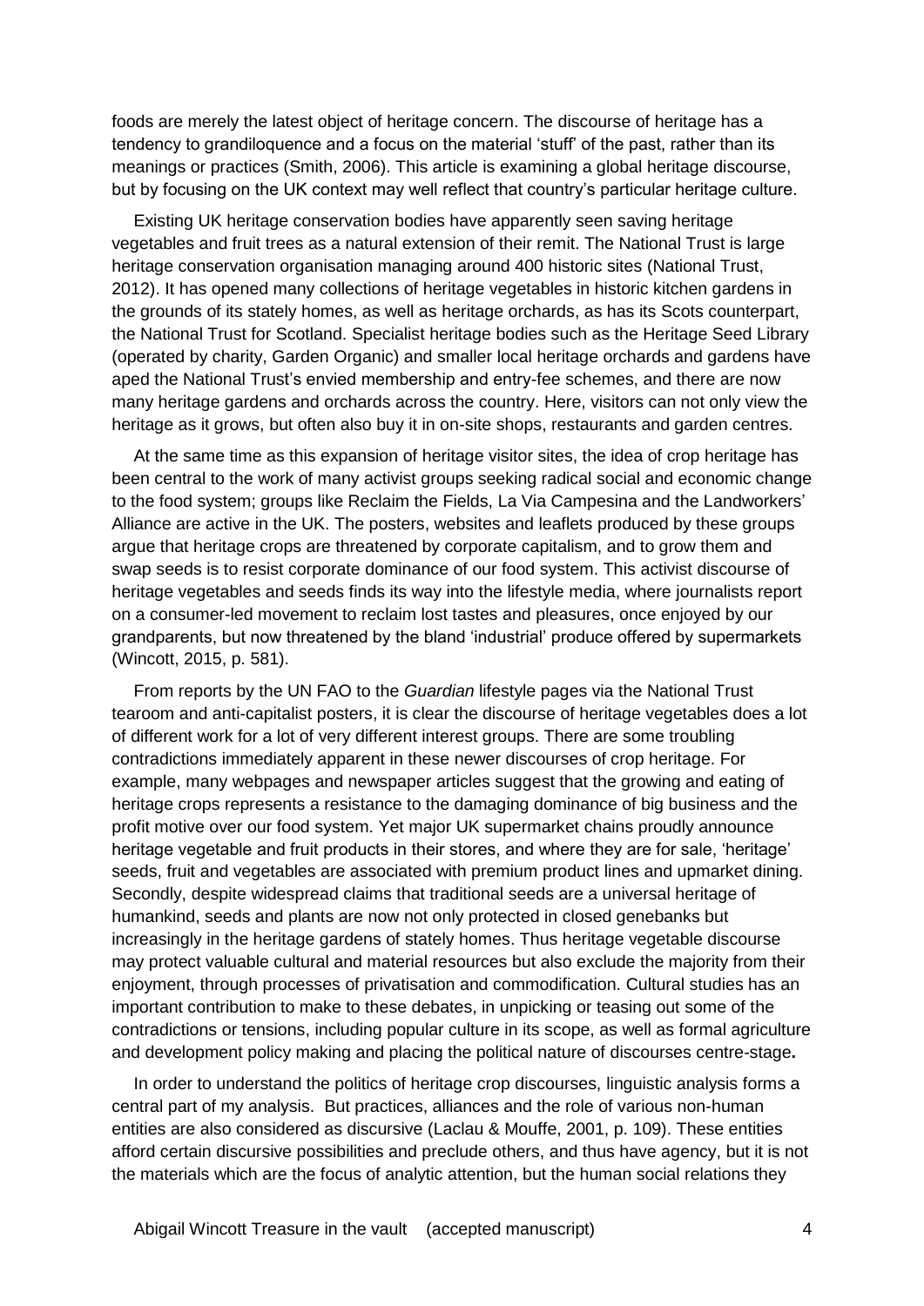foods are merely the latest object of heritage concern. The discourse of heritage has a tendency to grandiloquence and a focus on the material 'stuff' of the past, rather than its meanings or practices (Smith, 2006). This article is examining a global heritage discourse, but by focusing on the UK context may well reflect that country's particular heritage culture.

Existing UK heritage conservation bodies have apparently seen saving heritage vegetables and fruit trees as a natural extension of their remit. The National Trust is large heritage conservation organisation managing around 400 historic sites (National Trust, 2012). It has opened many collections of heritage vegetables in historic kitchen gardens in the grounds of its stately homes, as well as heritage orchards, as has its Scots counterpart, the National Trust for Scotland. Specialist heritage bodies such as the Heritage Seed Library (operated by charity, Garden Organic) and smaller local heritage orchards and gardens have aped the National Trust's envied membership and entry-fee schemes, and there are now many heritage gardens and orchards across the country. Here, visitors can not only view the heritage as it grows, but often also buy it in on-site shops, restaurants and garden centres.

At the same time as this expansion of heritage visitor sites, the idea of crop heritage has been central to the work of many activist groups seeking radical social and economic change to the food system; groups like Reclaim the Fields, La Via Campesina and the Landworkers' Alliance are active in the UK. The posters, websites and leaflets produced by these groups argue that heritage crops are threatened by corporate capitalism, and to grow them and swap seeds is to resist corporate dominance of our food system. This activist discourse of heritage vegetables and seeds finds its way into the lifestyle media, where journalists report on a consumer-led movement to reclaim lost tastes and pleasures, once enjoyed by our grandparents, but now threatened by the bland 'industrial' produce offered by supermarkets (Wincott, 2015, p. 581).

From reports by the UN FAO to the *Guardian* lifestyle pages via the National Trust tearoom and anti-capitalist posters, it is clear the discourse of heritage vegetables does a lot of different work for a lot of very different interest groups. There are some troubling contradictions immediately apparent in these newer discourses of crop heritage. For example, many webpages and newspaper articles suggest that the growing and eating of heritage crops represents a resistance to the damaging dominance of big business and the profit motive over our food system. Yet major UK supermarket chains proudly announce heritage vegetable and fruit products in their stores, and where they are for sale, 'heritage' seeds, fruit and vegetables are associated with premium product lines and upmarket dining. Secondly, despite widespread claims that traditional seeds are a universal heritage of humankind, seeds and plants are now not only protected in closed genebanks but increasingly in the heritage gardens of stately homes. Thus heritage vegetable discourse may protect valuable cultural and material resources but also exclude the majority from their enjoyment, through processes of privatisation and commodification. Cultural studies has an important contribution to make to these debates, in unpicking or teasing out some of the contradictions or tensions, including popular culture in its scope, as well as formal agriculture and development policy making and placing the political nature of discourses centre-stage**.**

In order to understand the politics of heritage crop discourses, linguistic analysis forms a central part of my analysis. But practices, alliances and the role of various non-human entities are also considered as discursive (Laclau & Mouffe, 2001, p. 109). These entities afford certain discursive possibilities and preclude others, and thus have agency, but it is not the materials which are the focus of analytic attention, but the human social relations they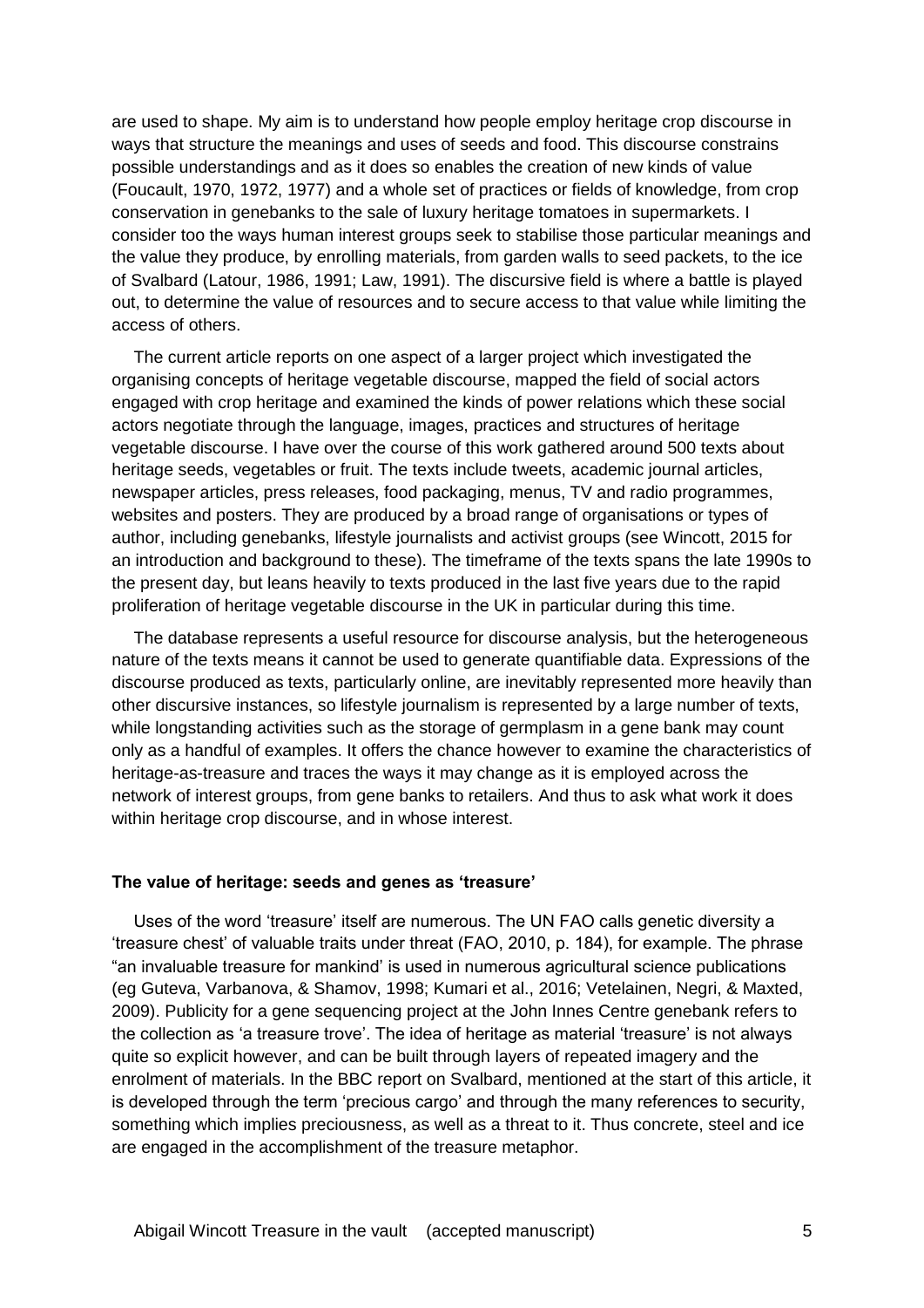are used to shape. My aim is to understand how people employ heritage crop discourse in ways that structure the meanings and uses of seeds and food. This discourse constrains possible understandings and as it does so enables the creation of new kinds of value (Foucault, 1970, 1972, 1977) and a whole set of practices or fields of knowledge, from crop conservation in genebanks to the sale of luxury heritage tomatoes in supermarkets. I consider too the ways human interest groups seek to stabilise those particular meanings and the value they produce, by enrolling materials, from garden walls to seed packets, to the ice of Svalbard (Latour, 1986, 1991; Law, 1991). The discursive field is where a battle is played out, to determine the value of resources and to secure access to that value while limiting the access of others.

The current article reports on one aspect of a larger project which investigated the organising concepts of heritage vegetable discourse, mapped the field of social actors engaged with crop heritage and examined the kinds of power relations which these social actors negotiate through the language, images, practices and structures of heritage vegetable discourse. I have over the course of this work gathered around 500 texts about heritage seeds, vegetables or fruit. The texts include tweets, academic journal articles, newspaper articles, press releases, food packaging, menus, TV and radio programmes, websites and posters. They are produced by a broad range of organisations or types of author, including genebanks, lifestyle journalists and activist groups (see Wincott, 2015 for an introduction and background to these). The timeframe of the texts spans the late 1990s to the present day, but leans heavily to texts produced in the last five years due to the rapid proliferation of heritage vegetable discourse in the UK in particular during this time.

The database represents a useful resource for discourse analysis, but the heterogeneous nature of the texts means it cannot be used to generate quantifiable data. Expressions of the discourse produced as texts, particularly online, are inevitably represented more heavily than other discursive instances, so lifestyle journalism is represented by a large number of texts, while longstanding activities such as the storage of germplasm in a gene bank may count only as a handful of examples. It offers the chance however to examine the characteristics of heritage-as-treasure and traces the ways it may change as it is employed across the network of interest groups, from gene banks to retailers. And thus to ask what work it does within heritage crop discourse, and in whose interest.

## The value of heritage: seeds and genes as 'treasure'

Uses of the word 'treasure' itself are numerous. The UN FAO calls genetic diversity a 'treasure chest' of valuable traits under threat (FAO, 2010, p. 184), for example. The phrase "an invaluable treasure for mankind' is used in numerous agricultural science publications (eg Guteva, Varbanova, & Shamov, 1998; Kumari et al., 2016; Vetelainen, Negri, & Maxted, 2009). Publicity for a gene sequencing project at the John Innes Centre genebank refers to the collection as 'a treasure trove'. The idea of heritage as material 'treasure' is not always quite so explicit however, and can be built through layers of repeated imagery and the enrolment of materials. In the BBC report on Svalbard, mentioned at the start of this article, it is developed through the term 'precious cargo' and through the many references to security, something which implies preciousness, as well as a threat to it. Thus concrete, steel and ice are engaged in the accomplishment of the treasure metaphor.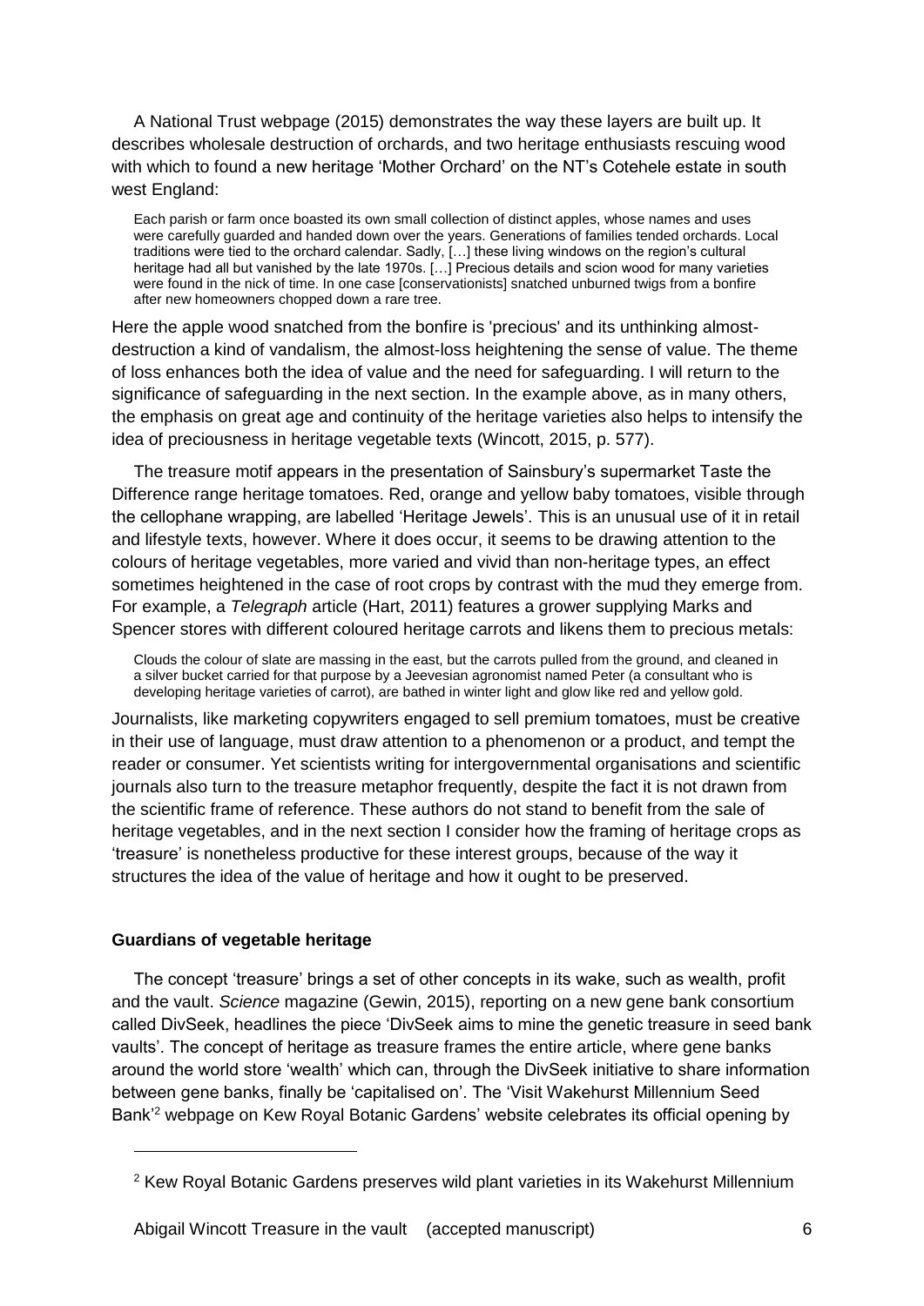A National Trust webpage (2015) demonstrates the way these layers are built up. It describes wholesale destruction of orchards, and two heritage enthusiasts rescuing wood with which to found a new heritage 'Mother Orchard' on the NT's Cotehele estate in south west England:

> Each parish or farm once boasted its own small collection of distinct apples, whose names and uses were carefully guarded and handed down over the years. Generations of families tended orchards. Local traditions were tied to the orchard calendar. Sadly, […] these living windows on the region's cultural heritage had all but vanished by the late 1970s. […] Precious details and scion wood for many varieties were found in the nick of time. In one case [conservationists] snatched unburned twigs from a bonfire after new homeowners chopped down a rare tree.

Here the apple wood snatched from the bonfire is 'precious' and its unthinking almost-destruction a kind of vandalism, the almost-loss heightening the sense of value. The theme of loss enhances both the idea of value and the need for safeguarding. I will return to the significance of safeguarding in the next section. In the example above, as in many others, the emphasis on great age and continuity of the heritage varieties also helps to intensify the idea of preciousness in heritage vegetable texts (Wincott, 2015, p. 577).

The treasure motif appears in the presentation of Sainsbury's supermarket Taste the Difference range heritage tomatoes. Red, orange and yellow baby tomatoes, visible through the cellophane wrapping, are labelled 'Heritage Jewels'. This is an unusual use of it in retail and lifestyle texts, however. Where it does occur, it seems to be drawing attention to the colours of heritage vegetables, more varied and vivid than non-heritage types, an effect sometimes heightened in the case of root crops by contrast with the mud they emerge from. For example, a *Telegraph* article (Hart, 2011) features a grower supplying Marks and Spencer stores with different coloured heritage carrots and likens them to precious metals:

> Clouds the colour of slate are massing in the east, but the carrots pulled from the ground, and cleaned in a silver bucket carried for that purpose by a Jeevesian agronomist named Peter (a consultant who is developing heritage varieties of carrot), are bathed in winter light and glow like red and yellow gold.

Journalists, like marketing copywriters engaged to sell premium tomatoes, must be creative in their use of language, must draw attention to a phenomenon or a product, and tempt the reader or consumer. Yet scientists writing for intergovernmental organisations and scientific journals also turn to the treasure metaphor frequently, despite the fact it is not drawn from the scientific frame of reference. These authors do not stand to benefit from the sale of heritage vegetables, and in the next section I consider how the framing of heritage crops as 'treasure' is nonetheless productive for these interest groups, because of the way it structures the idea of the value of heritage and how it ought to be preserved.

## Guardians of vegetable heritage

The concept 'treasure' brings a set of other concepts in its wake, such as wealth, profit and the vault. *Science* magazine (Gewin, 2015), reporting on a new gene bank consortium called DivSeek, headlines the piece 'DivSeek aims to mine the genetic treasure in seed bank vaults'. The concept of heritage as treasure frames the entire article, where gene banks around the world store 'wealth' which can, through the DivSeek initiative to share information between gene banks, finally be 'capitalised on'. The 'Visit Wakehurst Millennium Seed Bank'[2] webpage on Kew Royal Botanic Gardens' website celebrates its official opening by

[2] Kew Royal Botanic Gardens preserves wild plant varieties in its Wakehurst Millennium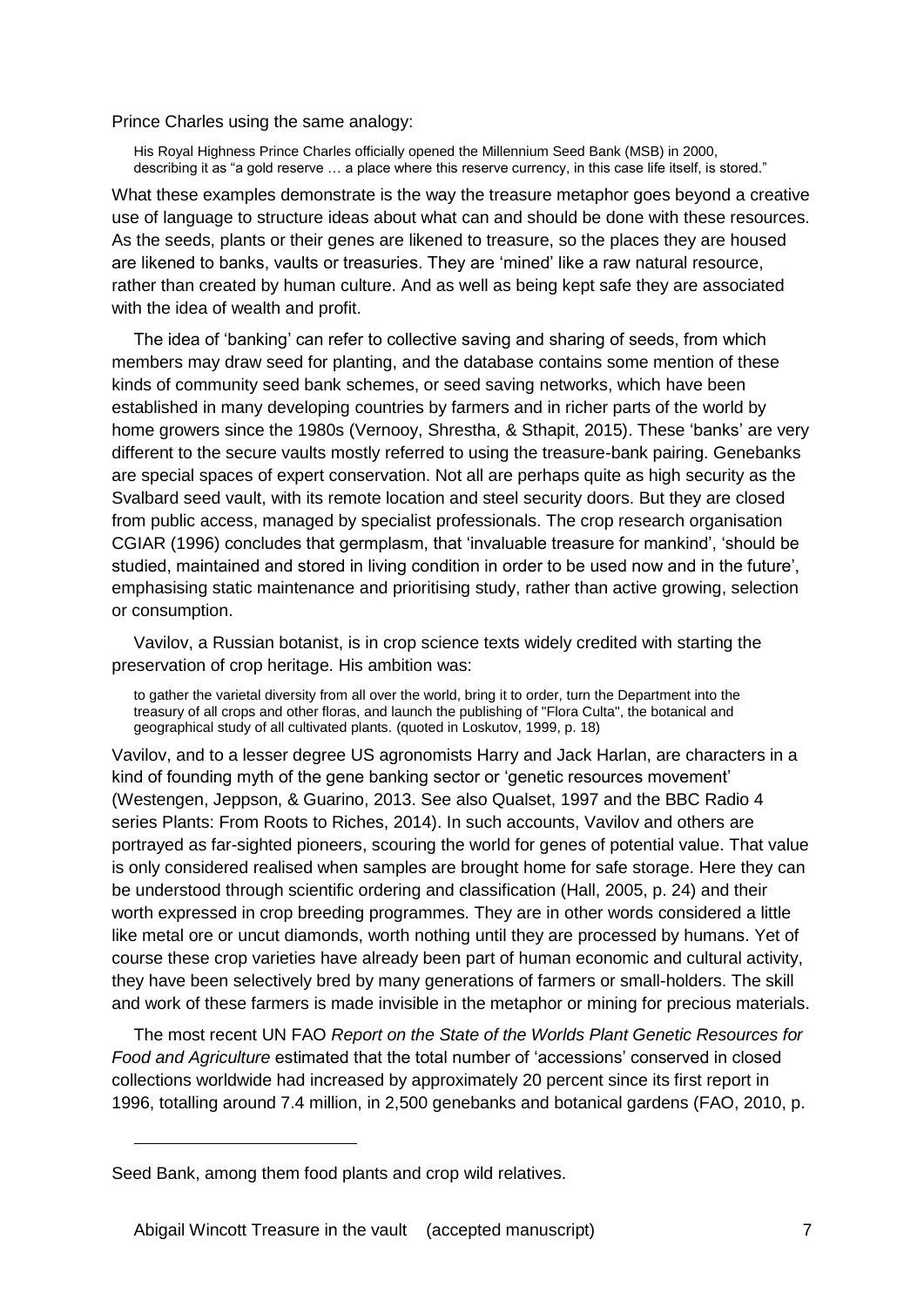Prince Charles using the same analogy:

> His Royal Highness Prince Charles officially opened the Millennium Seed Bank (MSB) in 2000, describing it as "a gold reserve … a place where this reserve currency, in this case life itself, is stored."

What these examples demonstrate is the way the treasure metaphor goes beyond a creative use of language to structure ideas about what can and should be done with these resources. As the seeds, plants or their genes are likened to treasure, so the places they are housed are likened to banks, vaults or treasuries. They are 'mined' like a raw natural resource, rather than created by human culture. And as well as being kept safe they are associated with the idea of wealth and profit.

The idea of 'banking' can refer to collective saving and sharing of seeds, from which members may draw seed for planting, and the database contains some mention of these kinds of community seed bank schemes, or seed saving networks, which have been established in many developing countries by farmers and in richer parts of the world by home growers since the 1980s (Vernooy, Shrestha, & Sthapit, 2015). These 'banks' are very different to the secure vaults mostly referred to using the treasure-bank pairing. Genebanks are special spaces of expert conservation. Not all are perhaps quite as high security as the Svalbard seed vault, with its remote location and steel security doors. But they are closed from public access, managed by specialist professionals. The crop research organisation CGIAR (1996) concludes that germplasm, that 'invaluable treasure for mankind', 'should be studied, maintained and stored in living condition in order to be used now and in the future', emphasising static maintenance and prioritising study, rather than active growing, selection or consumption.

Vavilov, a Russian botanist, is in crop science texts widely credited with starting the preservation of crop heritage. His ambition was:

> to gather the varietal diversity from all over the world, bring it to order, turn the Department into the treasury of all crops and other floras, and launch the publishing of "Flora Culta", the botanical and geographical study of all cultivated plants. (quoted in Loskutov, 1999, p. 18)

Vavilov, and to a lesser degree US agronomists Harry and Jack Harlan, are characters in a kind of founding myth of the gene banking sector or 'genetic resources movement' (Westengen, Jeppson, & Guarino, 2013. See also Qualset, 1997 and the BBC Radio 4 series Plants: From Roots to Riches, 2014). In such accounts, Vavilov and others are portrayed as far-sighted pioneers, scouring the world for genes of potential value. That value is only considered realised when samples are brought home for safe storage. Here they can be understood through scientific ordering and classification (Hall, 2005, p. 24) and their worth expressed in crop breeding programmes. They are in other words considered a little like metal ore or uncut diamonds, worth nothing until they are processed by humans. Yet of course these crop varieties have already been part of human economic and cultural activity, they have been selectively bred by many generations of farmers or small-holders. The skill and work of these farmers is made invisible in the metaphor or mining for precious materials.

The most recent UN FAO *Report on the State of the Worlds Plant Genetic Resources for Food and Agriculture* estimated that the total number of 'accessions' conserved in closed collections worldwide had increased by approximately 20 percent since its first report in 1996, totalling around 7.4 million, in 2,500 genebanks and botanical gardens (FAO, 2010, p.

---

Seed Bank, among them food plants and crop wild relatives.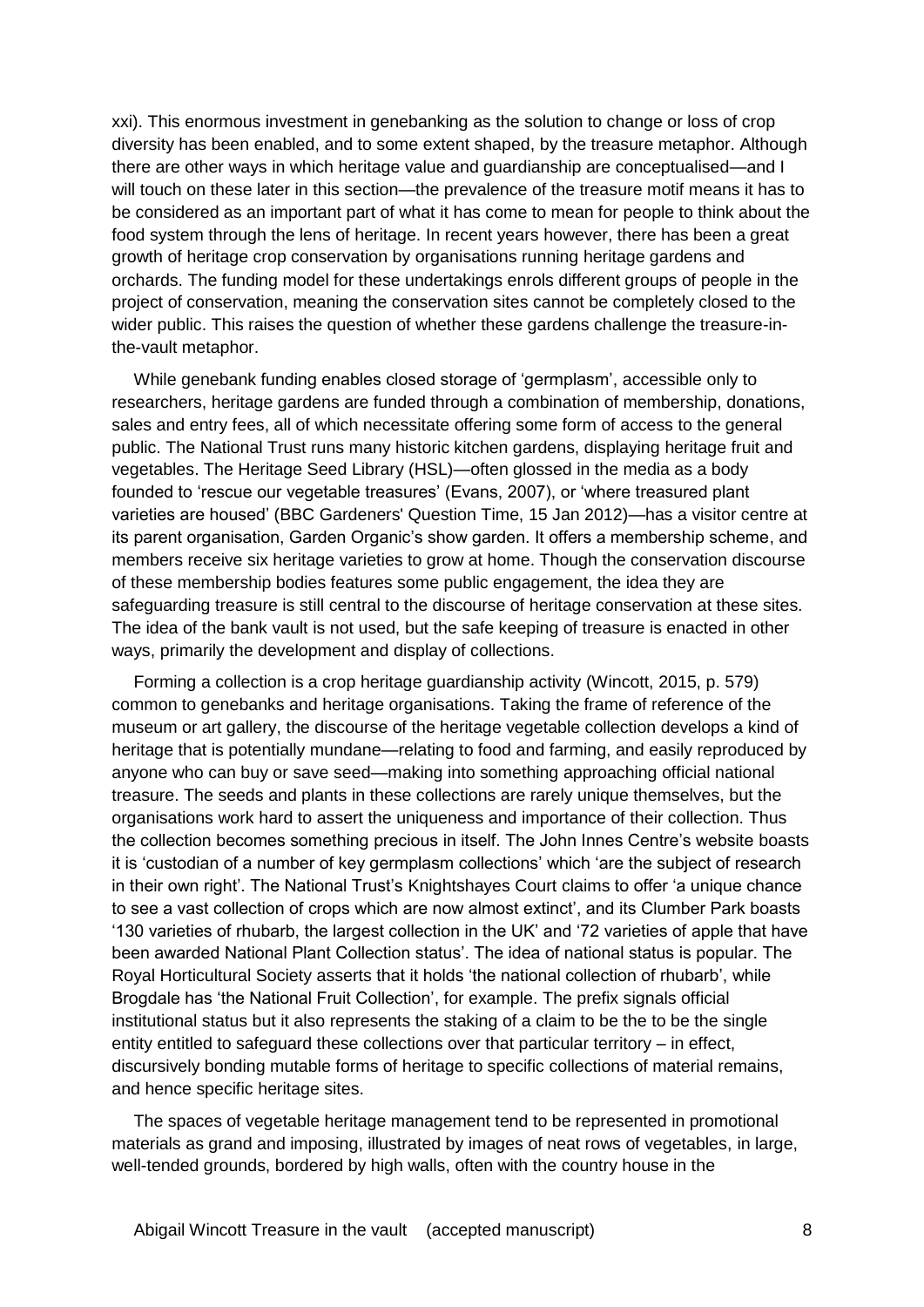xxi). This enormous investment in genebanking as the solution to change or loss of crop diversity has been enabled, and to some extent shaped, by the treasure metaphor. Although there are other ways in which heritage value and guardianship are conceptualised—and I will touch on these later in this section—the prevalence of the treasure motif means it has to be considered as an important part of what it has come to mean for people to think about the food system through the lens of heritage. In recent years however, there has been a great growth of heritage crop conservation by organisations running heritage gardens and orchards. The funding model for these undertakings enrols different groups of people in the project of conservation, meaning the conservation sites cannot be completely closed to the wider public. This raises the question of whether these gardens challenge the treasure-in-the-vault metaphor.

While genebank funding enables closed storage of 'germplasm', accessible only to researchers, heritage gardens are funded through a combination of membership, donations, sales and entry fees, all of which necessitate offering some form of access to the general public. The National Trust runs many historic kitchen gardens, displaying heritage fruit and vegetables. The Heritage Seed Library (HSL)—often glossed in the media as a body founded to 'rescue our vegetable treasures' (Evans, 2007), or 'where treasured plant varieties are housed' (BBC Gardeners' Question Time, 15 Jan 2012)—has a visitor centre at its parent organisation, Garden Organic's show garden. It offers a membership scheme, and members receive six heritage varieties to grow at home. Though the conservation discourse of these membership bodies features some public engagement, the idea they are safeguarding treasure is still central to the discourse of heritage conservation at these sites. The idea of the bank vault is not used, but the safe keeping of treasure is enacted in other ways, primarily the development and display of collections.

Forming a collection is a crop heritage guardianship activity (Wincott, 2015, p. 579) common to genebanks and heritage organisations. Taking the frame of reference of the museum or art gallery, the discourse of the heritage vegetable collection develops a kind of heritage that is potentially mundane—relating to food and farming, and easily reproduced by anyone who can buy or save seed—making into something approaching official national treasure. The seeds and plants in these collections are rarely unique themselves, but the organisations work hard to assert the uniqueness and importance of their collection. Thus the collection becomes something precious in itself. The John Innes Centre's website boasts it is 'custodian of a number of key germplasm collections' which 'are the subject of research in their own right'. The National Trust's Knightshayes Court claims to offer 'a unique chance to see a vast collection of crops which are now almost extinct', and its Clumber Park boasts '130 varieties of rhubarb, the largest collection in the UK' and '72 varieties of apple that have been awarded National Plant Collection status'. The idea of national status is popular. The Royal Horticultural Society asserts that it holds 'the national collection of rhubarb', while Brogdale has 'the National Fruit Collection', for example. The prefix signals official institutional status but it also represents the staking of a claim to be the to be the single entity entitled to safeguard these collections over that particular territory – in effect, discursively bonding mutable forms of heritage to specific collections of material remains, and hence specific heritage sites.

The spaces of vegetable heritage management tend to be represented in promotional materials as grand and imposing, illustrated by images of neat rows of vegetables, in large, well-tended grounds, bordered by high walls, often with the country house in the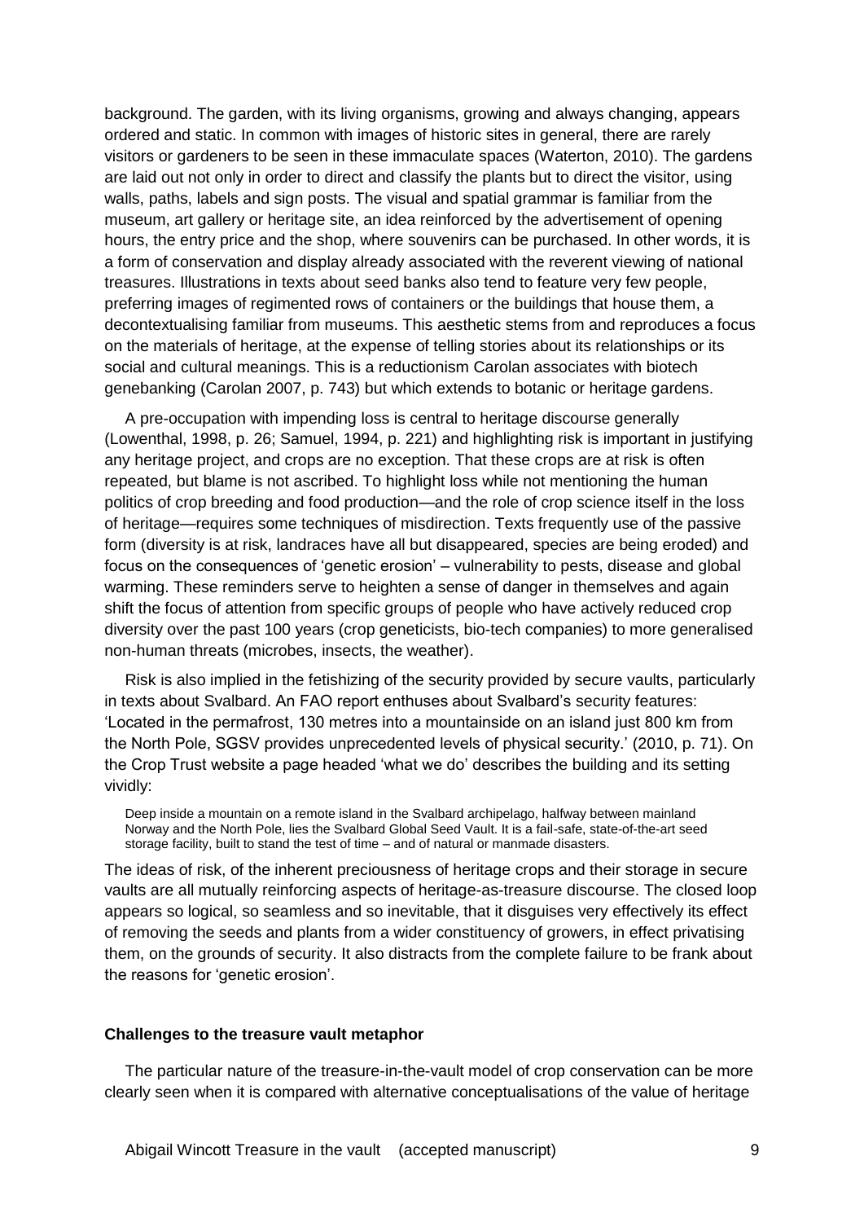background. The garden, with its living organisms, growing and always changing, appears ordered and static. In common with images of historic sites in general, there are rarely visitors or gardeners to be seen in these immaculate spaces (Waterton, 2010). The gardens are laid out not only in order to direct and classify the plants but to direct the visitor, using walls, paths, labels and sign posts. The visual and spatial grammar is familiar from the museum, art gallery or heritage site, an idea reinforced by the advertisement of opening hours, the entry price and the shop, where souvenirs can be purchased. In other words, it is a form of conservation and display already associated with the reverent viewing of national treasures. Illustrations in texts about seed banks also tend to feature very few people, preferring images of regimented rows of containers or the buildings that house them, a decontextualising familiar from museums. This aesthetic stems from and reproduces a focus on the materials of heritage, at the expense of telling stories about its relationships or its social and cultural meanings. This is a reductionism Carolan associates with biotech genebanking (Carolan 2007, p. 743) but which extends to botanic or heritage gardens.

A pre-occupation with impending loss is central to heritage discourse generally (Lowenthal, 1998, p. 26; Samuel, 1994, p. 221) and highlighting risk is important in justifying any heritage project, and crops are no exception. That these crops are at risk is often repeated, but blame is not ascribed. To highlight loss while not mentioning the human politics of crop breeding and food production—and the role of crop science itself in the loss of heritage—requires some techniques of misdirection. Texts frequently use of the passive form (diversity is at risk, landraces have all but disappeared, species are being eroded) and focus on the consequences of 'genetic erosion' – vulnerability to pests, disease and global warming. These reminders serve to heighten a sense of danger in themselves and again shift the focus of attention from specific groups of people who have actively reduced crop diversity over the past 100 years (crop geneticists, bio-tech companies) to more generalised non-human threats (microbes, insects, the weather).

Risk is also implied in the fetishizing of the security provided by secure vaults, particularly in texts about Svalbard. An FAO report enthuses about Svalbard's security features: 'Located in the permafrost, 130 metres into a mountainside on an island just 800 km from the North Pole, SGSV provides unprecedented levels of physical security.' (2010, p. 71). On the Crop Trust website a page headed 'what we do' describes the building and its setting vividly:

> Deep inside a mountain on a remote island in the Svalbard archipelago, halfway between mainland Norway and the North Pole, lies the Svalbard Global Seed Vault. It is a fail-safe, state-of-the-art seed storage facility, built to stand the test of time – and of natural or manmade disasters.

The ideas of risk, of the inherent preciousness of heritage crops and their storage in secure vaults are all mutually reinforcing aspects of heritage-as-treasure discourse. The closed loop appears so logical, so seamless and so inevitable, that it disguises very effectively its effect of removing the seeds and plants from a wider constituency of growers, in effect privatising them, on the grounds of security. It also distracts from the complete failure to be frank about the reasons for 'genetic erosion'.

### Challenges to the treasure vault metaphor

The particular nature of the treasure-in-the-vault model of crop conservation can be more clearly seen when it is compared with alternative conceptualisations of the value of heritage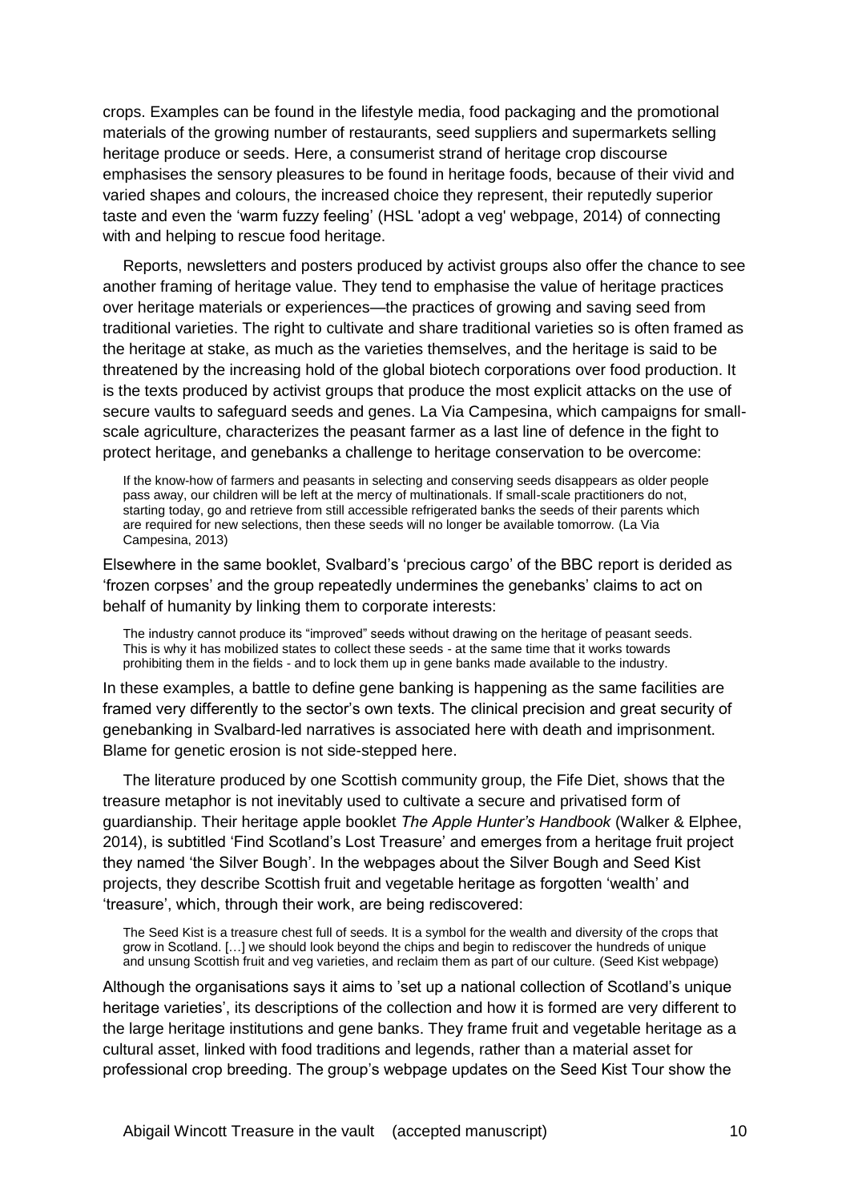crops. Examples can be found in the lifestyle media, food packaging and the promotional materials of the growing number of restaurants, seed suppliers and supermarkets selling heritage produce or seeds. Here, a consumerist strand of heritage crop discourse emphasises the sensory pleasures to be found in heritage foods, because of their vivid and varied shapes and colours, the increased choice they represent, their reputedly superior taste and even the 'warm fuzzy feeling' (HSL 'adopt a veg' webpage, 2014) of connecting with and helping to rescue food heritage.

Reports, newsletters and posters produced by activist groups also offer the chance to see another framing of heritage value. They tend to emphasise the value of heritage practices over heritage materials or experiences—the practices of growing and saving seed from traditional varieties. The right to cultivate and share traditional varieties so is often framed as the heritage at stake, as much as the varieties themselves, and the heritage is said to be threatened by the increasing hold of the global biotech corporations over food production. It is the texts produced by activist groups that produce the most explicit attacks on the use of secure vaults to safeguard seeds and genes. La Via Campesina, which campaigns for small-scale agriculture, characterizes the peasant farmer as a last line of defence in the fight to protect heritage, and genebanks a challenge to heritage conservation to be overcome:

> If the know-how of farmers and peasants in selecting and conserving seeds disappears as older people pass away, our children will be left at the mercy of multinationals. If small-scale practitioners do not, starting today, go and retrieve from still accessible refrigerated banks the seeds of their parents which are required for new selections, then these seeds will no longer be available tomorrow. (La Via Campesina, 2013)

Elsewhere in the same booklet, Svalbard's 'precious cargo' of the BBC report is derided as 'frozen corpses' and the group repeatedly undermines the genebanks' claims to act on behalf of humanity by linking them to corporate interests:

> The industry cannot produce its "improved" seeds without drawing on the heritage of peasant seeds. This is why it has mobilized states to collect these seeds - at the same time that it works towards prohibiting them in the fields - and to lock them up in gene banks made available to the industry.

In these examples, a battle to define gene banking is happening as the same facilities are framed very differently to the sector's own texts. The clinical precision and great security of genebanking in Svalbard-led narratives is associated here with death and imprisonment. Blame for genetic erosion is not side-stepped here.

The literature produced by one Scottish community group, the Fife Diet, shows that the treasure metaphor is not inevitably used to cultivate a secure and privatised form of guardianship. Their heritage apple booklet *The Apple Hunter's Handbook* (Walker & Elphee, 2014), is subtitled 'Find Scotland's Lost Treasure' and emerges from a heritage fruit project they named 'the Silver Bough'. In the webpages about the Silver Bough and Seed Kist projects, they describe Scottish fruit and vegetable heritage as forgotten 'wealth' and 'treasure', which, through their work, are being rediscovered:

> The Seed Kist is a treasure chest full of seeds. It is a symbol for the wealth and diversity of the crops that grow in Scotland. […] we should look beyond the chips and begin to rediscover the hundreds of unique and unsung Scottish fruit and veg varieties, and reclaim them as part of our culture. (Seed Kist webpage)

Although the organisations says it aims to 'set up a national collection of Scotland's unique heritage varieties', its descriptions of the collection and how it is formed are very different to the large heritage institutions and gene banks. They frame fruit and vegetable heritage as a cultural asset, linked with food traditions and legends, rather than a material asset for professional crop breeding. The group's webpage updates on the Seed Kist Tour show the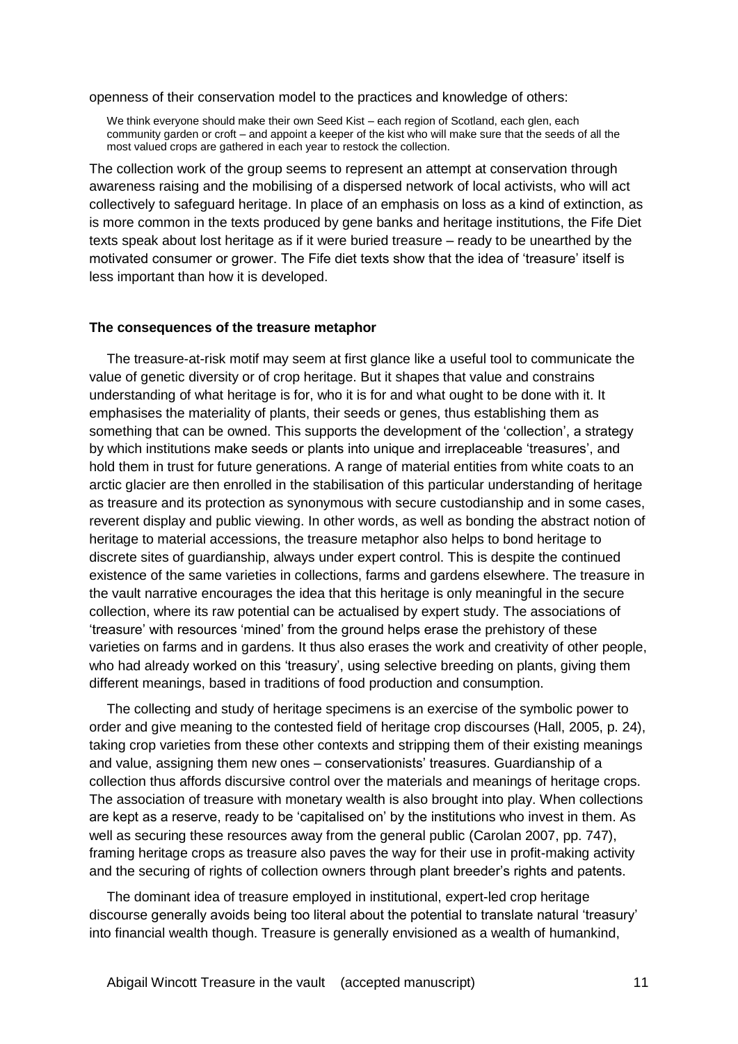openness of their conservation model to the practices and knowledge of others:

> We think everyone should make their own Seed Kist – each region of Scotland, each glen, each community garden or croft – and appoint a keeper of the kist who will make sure that the seeds of all the most valued crops are gathered in each year to restock the collection.

The collection work of the group seems to represent an attempt at conservation through awareness raising and the mobilising of a dispersed network of local activists, who will act collectively to safeguard heritage. In place of an emphasis on loss as a kind of extinction, as is more common in the texts produced by gene banks and heritage institutions, the Fife Diet texts speak about lost heritage as if it were buried treasure – ready to be unearthed by the motivated consumer or grower. The Fife diet texts show that the idea of 'treasure' itself is less important than how it is developed.

**The consequences of the treasure metaphor**

The treasure-at-risk motif may seem at first glance like a useful tool to communicate the value of genetic diversity or of crop heritage. But it shapes that value and constrains understanding of what heritage is for, who it is for and what ought to be done with it. It emphasises the materiality of plants, their seeds or genes, thus establishing them as something that can be owned. This supports the development of the 'collection', a strategy by which institutions make seeds or plants into unique and irreplaceable 'treasures', and hold them in trust for future generations. A range of material entities from white coats to an arctic glacier are then enrolled in the stabilisation of this particular understanding of heritage as treasure and its protection as synonymous with secure custodianship and in some cases, reverent display and public viewing. In other words, as well as bonding the abstract notion of heritage to material accessions, the treasure metaphor also helps to bond heritage to discrete sites of guardianship, always under expert control. This is despite the continued existence of the same varieties in collections, farms and gardens elsewhere. The treasure in the vault narrative encourages the idea that this heritage is only meaningful in the secure collection, where its raw potential can be actualised by expert study. The associations of 'treasure' with resources 'mined' from the ground helps erase the prehistory of these varieties on farms and in gardens. It thus also erases the work and creativity of other people, who had already worked on this 'treasury', using selective breeding on plants, giving them different meanings, based in traditions of food production and consumption.

The collecting and study of heritage specimens is an exercise of the symbolic power to order and give meaning to the contested field of heritage crop discourses (Hall, 2005, p. 24), taking crop varieties from these other contexts and stripping them of their existing meanings and value, assigning them new ones – conservationists' treasures. Guardianship of a collection thus affords discursive control over the materials and meanings of heritage crops. The association of treasure with monetary wealth is also brought into play. When collections are kept as a reserve, ready to be 'capitalised on' by the institutions who invest in them. As well as securing these resources away from the general public (Carolan 2007, pp. 747), framing heritage crops as treasure also paves the way for their use in profit-making activity and the securing of rights of collection owners through plant breeder's rights and patents.

The dominant idea of treasure employed in institutional, expert-led crop heritage discourse generally avoids being too literal about the potential to translate natural 'treasury' into financial wealth though. Treasure is generally envisioned as a wealth of humankind,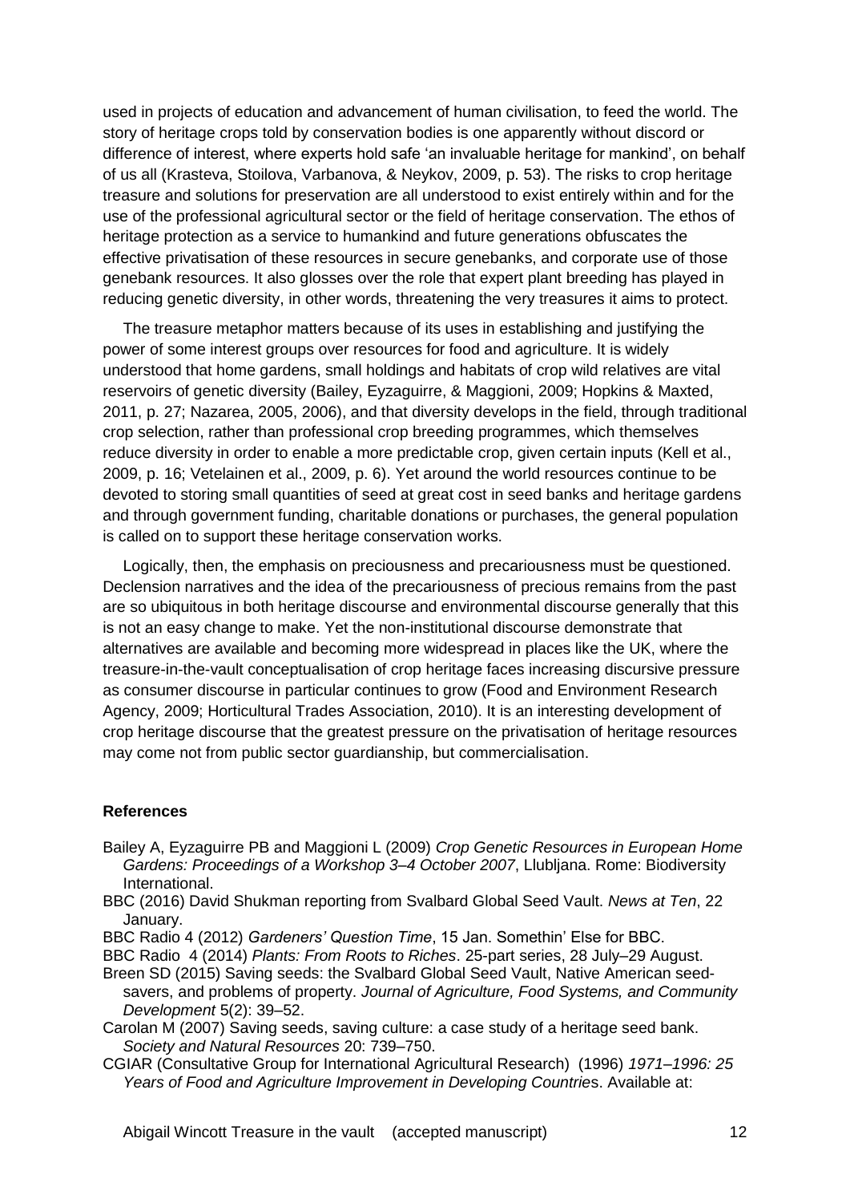used in projects of education and advancement of human civilisation, to feed the world. The story of heritage crops told by conservation bodies is one apparently without discord or difference of interest, where experts hold safe 'an invaluable heritage for mankind', on behalf of us all (Krasteva, Stoilova, Varbanova, & Neykov, 2009, p. 53). The risks to crop heritage treasure and solutions for preservation are all understood to exist entirely within and for the use of the professional agricultural sector or the field of heritage conservation. The ethos of heritage protection as a service to humankind and future generations obfuscates the effective privatisation of these resources in secure genebanks, and corporate use of those genebank resources. It also glosses over the role that expert plant breeding has played in reducing genetic diversity, in other words, threatening the very treasures it aims to protect.

The treasure metaphor matters because of its uses in establishing and justifying the power of some interest groups over resources for food and agriculture. It is widely understood that home gardens, small holdings and habitats of crop wild relatives are vital reservoirs of genetic diversity (Bailey, Eyzaguirre, & Maggioni, 2009; Hopkins & Maxted, 2011, p. 27; Nazarea, 2005, 2006), and that diversity develops in the field, through traditional crop selection, rather than professional crop breeding programmes, which themselves reduce diversity in order to enable a more predictable crop, given certain inputs (Kell et al., 2009, p. 16; Vetelainen et al., 2009, p. 6). Yet around the world resources continue to be devoted to storing small quantities of seed at great cost in seed banks and heritage gardens and through government funding, charitable donations or purchases, the general population is called on to support these heritage conservation works.

Logically, then, the emphasis on preciousness and precariousness must be questioned. Declension narratives and the idea of the precariousness of precious remains from the past are so ubiquitous in both heritage discourse and environmental discourse generally that this is not an easy change to make. Yet the non-institutional discourse demonstrate that alternatives are available and becoming more widespread in places like the UK, where the treasure-in-the-vault conceptualisation of crop heritage faces increasing discursive pressure as consumer discourse in particular continues to grow (Food and Environment Research Agency, 2009; Horticultural Trades Association, 2010). It is an interesting development of crop heritage discourse that the greatest pressure on the privatisation of heritage resources may come not from public sector guardianship, but commercialisation.

**References**

Bailey A, Eyzaguirre PB and Maggioni L (2009) *Crop Genetic Resources in European Home Gardens: Proceedings of a Workshop 3–4 October 2007*, Llubljana. Rome: Biodiversity International.

BBC (2016) David Shukman reporting from Svalbard Global Seed Vault. *News at Ten*, 22 January.

BBC Radio 4 (2012) *Gardeners' Question Time*, 15 Jan. Somethin' Else for BBC.

BBC Radio 4 (2014) *Plants: From Roots to Riches*. 25-part series, 28 July–29 August.

Breen SD (2015) Saving seeds: the Svalbard Global Seed Vault, Native American seed-savers, and problems of property. *Journal of Agriculture, Food Systems, and Community Development* 5(2): 39–52.

Carolan M (2007) Saving seeds, saving culture: a case study of a heritage seed bank. *Society and Natural Resources* 20: 739–750.

CGIAR (Consultative Group for International Agricultural Research) (1996) *1971–1996: 25 Years of Food and Agriculture Improvement in Developing Countries*. Available at: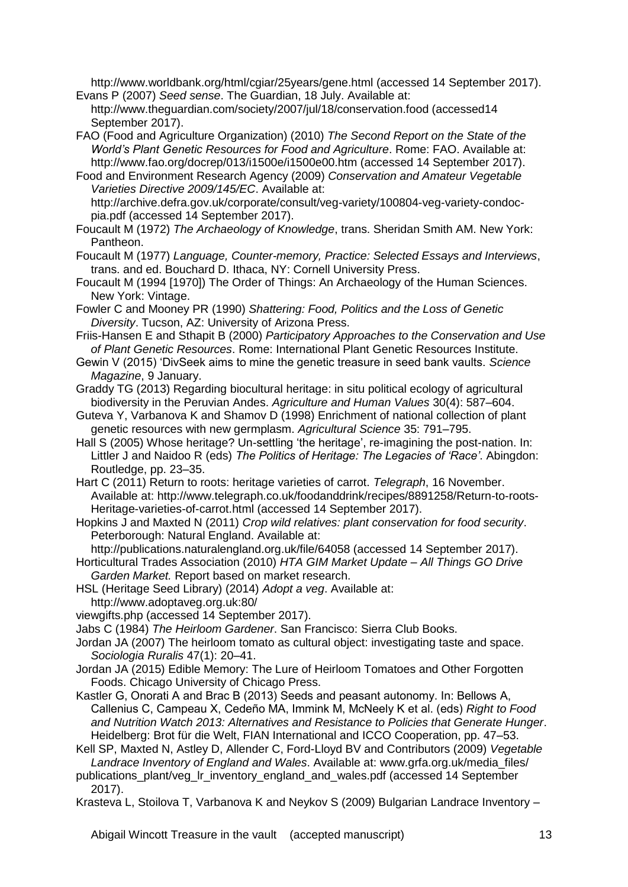http://www.worldbank.org/html/cgiar/25years/gene.html (accessed 14 September 2017).

Evans P (2007) *Seed sense*. The Guardian, 18 July. Available at: http://www.theguardian.com/society/2007/jul/18/conservation.food (accessed14 September 2017).

FAO (Food and Agriculture Organization) (2010) *The Second Report on the State of the World's Plant Genetic Resources for Food and Agriculture*. Rome: FAO. Available at: http://www.fao.org/docrep/013/i1500e/i1500e00.htm (accessed 14 September 2017).

Food and Environment Research Agency (2009) *Conservation and Amateur Vegetable Varieties Directive 2009/145/EC*. Available at: http://archive.defra.gov.uk/corporate/consult/veg-variety/100804-veg-variety-condoc-pia.pdf (accessed 14 September 2017).

Foucault M (1972) *The Archaeology of Knowledge*, trans. Sheridan Smith AM. New York: Pantheon.

Foucault M (1977) *Language, Counter-memory, Practice: Selected Essays and Interviews*, trans. and ed. Bouchard D. Ithaca, NY: Cornell University Press.

Foucault M (1994 [1970]) The Order of Things: An Archaeology of the Human Sciences. New York: Vintage.

Fowler C and Mooney PR (1990) *Shattering: Food, Politics and the Loss of Genetic Diversity*. Tucson, AZ: University of Arizona Press.

Friis-Hansen E and Sthapit B (2000) *Participatory Approaches to the Conservation and Use of Plant Genetic Resources*. Rome: International Plant Genetic Resources Institute.

Gewin V (2015) 'DivSeek aims to mine the genetic treasure in seed bank vaults. *Science Magazine*, 9 January.

Graddy TG (2013) Regarding biocultural heritage: in situ political ecology of agricultural biodiversity in the Peruvian Andes. *Agriculture and Human Values* 30(4): 587–604.

Guteva Y, Varbanova K and Shamov D (1998) Enrichment of national collection of plant genetic resources with new germplasm. *Agricultural Science* 35: 791–795.

Hall S (2005) Whose heritage? Un-settling 'the heritage', re-imagining the post-nation. In: Littler J and Naidoo R (eds) *The Politics of Heritage: The Legacies of 'Race'*. Abingdon: Routledge, pp. 23–35.

Hart C (2011) Return to roots: heritage varieties of carrot. *Telegraph*, 16 November. Available at: http://www.telegraph.co.uk/foodanddrink/recipes/8891258/Return-to-roots-Heritage-varieties-of-carrot.html (accessed 14 September 2017).

Hopkins J and Maxted N (2011) *Crop wild relatives: plant conservation for food security*. Peterborough: Natural England. Available at: http://publications.naturalengland.org.uk/file/64058 (accessed 14 September 2017).

Horticultural Trades Association (2010) *HTA GIM Market Update – All Things GO Drive Garden Market.* Report based on market research.

HSL (Heritage Seed Library) (2014) *Adopt a veg*. Available at: http://www.adoptaveg.org.uk:80/viewgifts.php (accessed 14 September 2017).

Jabs C (1984) *The Heirloom Gardener*. San Francisco: Sierra Club Books.

Jordan JA (2007) The heirloom tomato as cultural object: investigating taste and space. *Sociologia Ruralis* 47(1): 20–41.

Jordan JA (2015) Edible Memory: The Lure of Heirloom Tomatoes and Other Forgotten Foods. Chicago University of Chicago Press.

Kastler G, Onorati A and Brac B (2013) Seeds and peasant autonomy. In: Bellows A, Callenius C, Campeau X, Cedeño MA, Immink M, McNeely K et al. (eds) *Right to Food and Nutrition Watch 2013: Alternatives and Resistance to Policies that Generate Hunger*. Heidelberg: Brot für die Welt, FIAN International and ICCO Cooperation, pp. 47–53.

Kell SP, Maxted N, Astley D, Allender C, Ford-Lloyd BV and Contributors (2009) *Vegetable Landrace Inventory of England and Wales*. Available at: www.grfa.org.uk/media_files/publications_plant/veg_lr_inventory_england_and_wales.pdf (accessed 14 September 2017).

Krasteva L, Stoilova T, Varbanova K and Neykov S (2009) Bulgarian Landrace Inventory –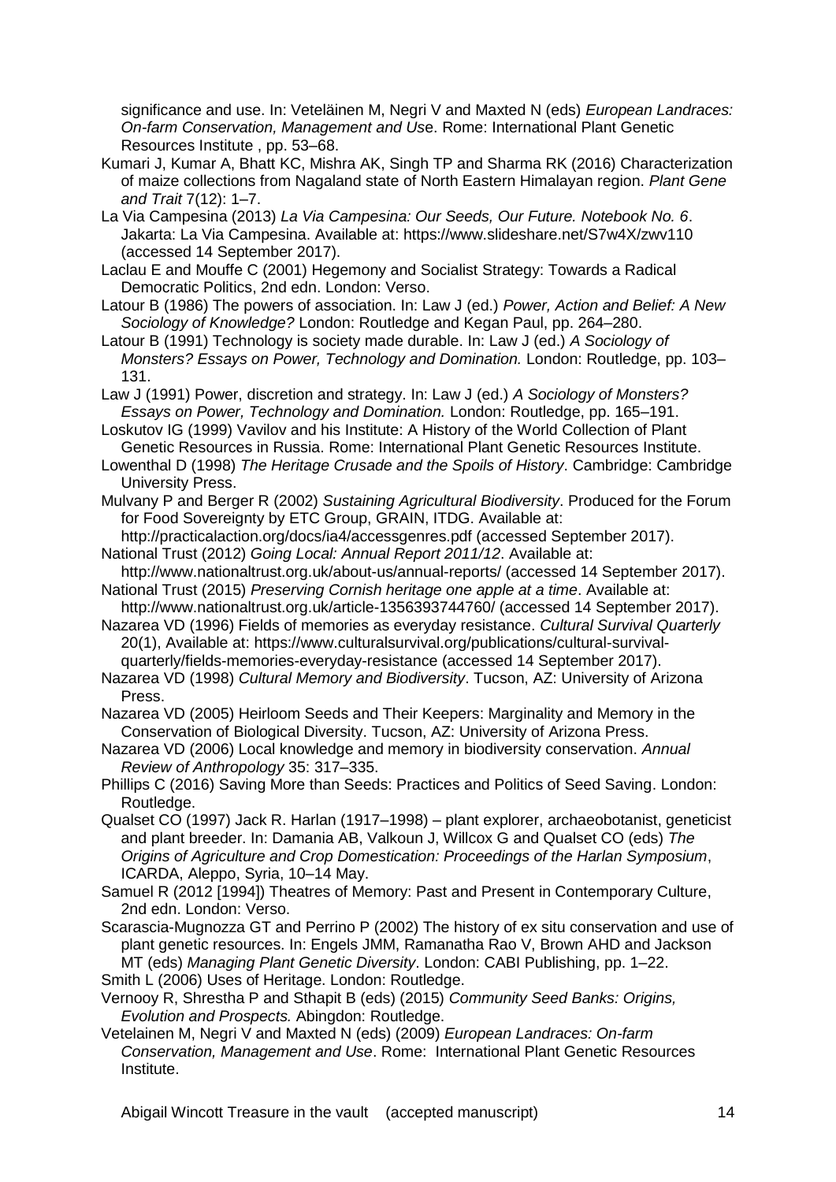significance and use. In: Veteläinen M, Negri V and Maxted N (eds) *European Landraces: On-farm Conservation, Management and Use*. Rome: International Plant Genetic Resources Institute , pp. 53–68.

Kumari J, Kumar A, Bhatt KC, Mishra AK, Singh TP and Sharma RK (2016) Characterization of maize collections from Nagaland state of North Eastern Himalayan region. *Plant Gene and Trait* 7(12): 1–7.

La Via Campesina (2013) *La Via Campesina: Our Seeds, Our Future. Notebook No. 6*. Jakarta: La Via Campesina. Available at: https://www.slideshare.net/S7w4X/zwv110 (accessed 14 September 2017).

Laclau E and Mouffe C (2001) Hegemony and Socialist Strategy: Towards a Radical Democratic Politics, 2nd edn. London: Verso.

Latour B (1986) The powers of association. In: Law J (ed.) *Power, Action and Belief: A New Sociology of Knowledge?* London: Routledge and Kegan Paul, pp. 264–280.

Latour B (1991) Technology is society made durable. In: Law J (ed.) *A Sociology of Monsters? Essays on Power, Technology and Domination.* London: Routledge, pp. 103–131.

Law J (1991) Power, discretion and strategy. In: Law J (ed.) *A Sociology of Monsters? Essays on Power, Technology and Domination.* London: Routledge, pp. 165–191.

Loskutov IG (1999) Vavilov and his Institute: A History of the World Collection of Plant Genetic Resources in Russia. Rome: International Plant Genetic Resources Institute.

Lowenthal D (1998) *The Heritage Crusade and the Spoils of History*. Cambridge: Cambridge University Press.

Mulvany P and Berger R (2002) *Sustaining Agricultural Biodiversity*. Produced for the Forum for Food Sovereignty by ETC Group, GRAIN, ITDG. Available at: http://practicalaction.org/docs/ia4/accessgenres.pdf (accessed September 2017).

National Trust (2012) *Going Local: Annual Report 2011/12*. Available at: http://www.nationaltrust.org.uk/about-us/annual-reports/ (accessed 14 September 2017).

National Trust (2015) *Preserving Cornish heritage one apple at a time*. Available at: http://www.nationaltrust.org.uk/article-1356393744760/ (accessed 14 September 2017).

Nazarea VD (1996) Fields of memories as everyday resistance. *Cultural Survival Quarterly* 20(1), Available at: https://www.culturalsurvival.org/publications/cultural-survival-quarterly/fields-memories-everyday-resistance (accessed 14 September 2017).

Nazarea VD (1998) *Cultural Memory and Biodiversity*. Tucson, AZ: University of Arizona Press.

Nazarea VD (2005) Heirloom Seeds and Their Keepers: Marginality and Memory in the Conservation of Biological Diversity. Tucson, AZ: University of Arizona Press.

Nazarea VD (2006) Local knowledge and memory in biodiversity conservation. *Annual Review of Anthropology* 35: 317–335.

Phillips C (2016) Saving More than Seeds: Practices and Politics of Seed Saving. London: Routledge.

Qualset CO (1997) Jack R. Harlan (1917–1998) – plant explorer, archaeobotanist, geneticist and plant breeder. In: Damania AB, Valkoun J, Willcox G and Qualset CO (eds) *The Origins of Agriculture and Crop Domestication: Proceedings of the Harlan Symposium*, ICARDA, Aleppo, Syria, 10–14 May.

Samuel R (2012 [1994]) Theatres of Memory: Past and Present in Contemporary Culture, 2nd edn. London: Verso.

Scarascia-Mugnozza GT and Perrino P (2002) The history of ex situ conservation and use of plant genetic resources. In: Engels JMM, Ramanatha Rao V, Brown AHD and Jackson MT (eds) *Managing Plant Genetic Diversity*. London: CABI Publishing, pp. 1–22.

Smith L (2006) Uses of Heritage. London: Routledge.

Vernooy R, Shrestha P and Sthapit B (eds) (2015) *Community Seed Banks: Origins, Evolution and Prospects.* Abingdon: Routledge.

Vetelainen M, Negri V and Maxted N (eds) (2009) *European Landraces: On-farm Conservation, Management and Use*. Rome: International Plant Genetic Resources Institute.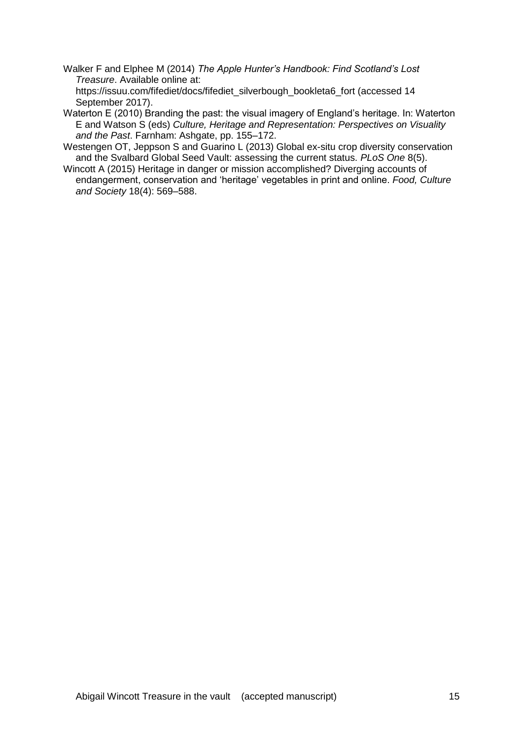Walker F and Elphee M (2014) *The Apple Hunter's Handbook: Find Scotland's Lost Treasure*. Available online at: https://issuu.com/fifediet/docs/fifediet_silverbough_bookleta6_fort (accessed 14 September 2017).

Waterton E (2010) Branding the past: the visual imagery of England's heritage. In: Waterton E and Watson S (eds) *Culture, Heritage and Representation: Perspectives on Visuality and the Past*. Farnham: Ashgate, pp. 155–172.

Westengen OT, Jeppson S and Guarino L (2013) Global ex-situ crop diversity conservation and the Svalbard Global Seed Vault: assessing the current status. *PLoS One* 8(5).

Wincott A (2015) Heritage in danger or mission accomplished? Diverging accounts of endangerment, conservation and 'heritage' vegetables in print and online. *Food, Culture and Society* 18(4): 569–588.